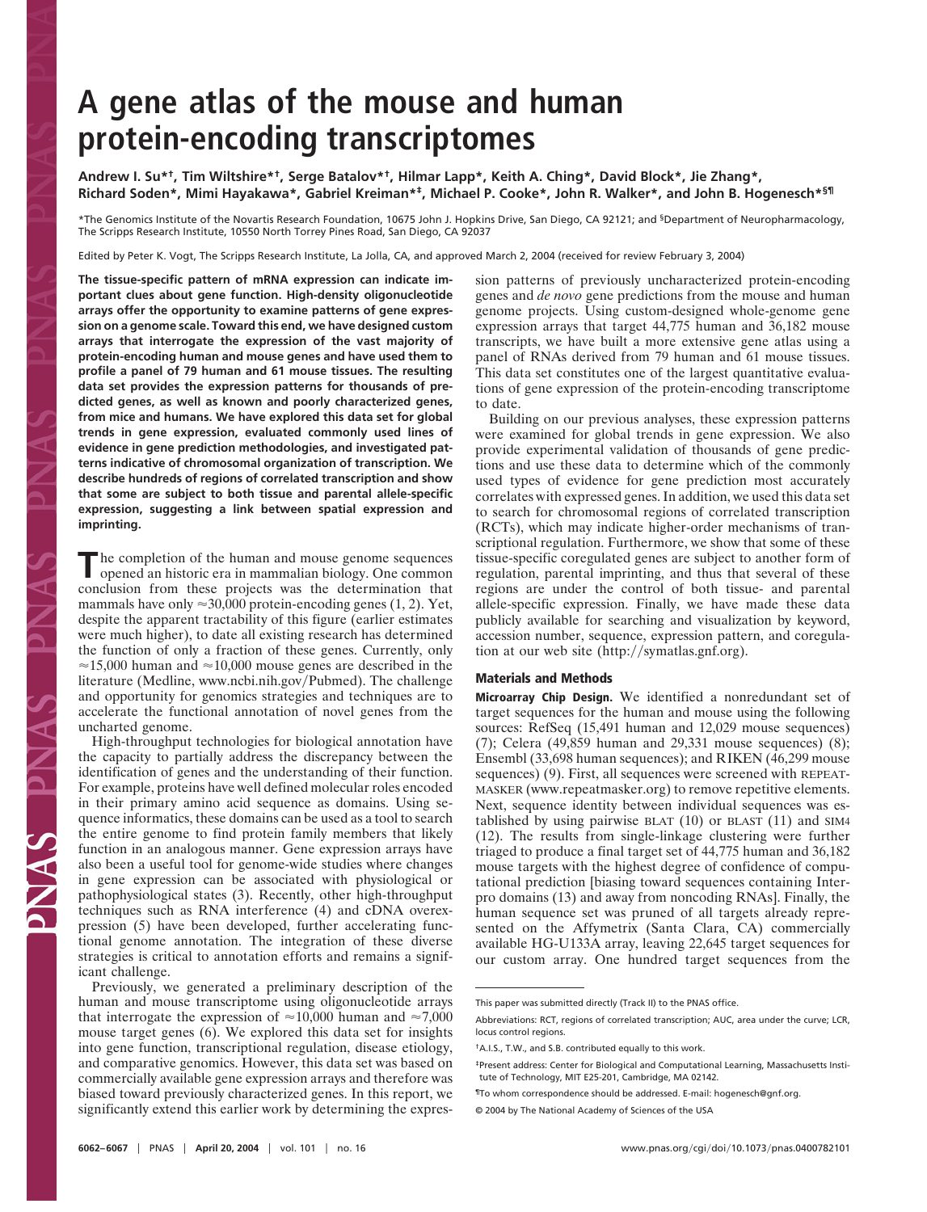# A gene atlas of the mouse and human protein-encoding transcriptomes

**Andrew I. Su*[†], Tim Wiltshire*[†], Serge Batalov*[†], Hilmar Lapp*, Keith A. Ching*, David Block*, Jie Zhang*, Richard Soden*, Mimi Hayakawa*, Gabriel Kreiman*[‡], Michael P. Cooke*, John R. Walker*, and John B. Hogenesch*[§¶]**

*The Genomics Institute of the Novartis Research Foundation, 10675 John J. Hopkins Drive, San Diego, CA 92121; and [§]Department of Neuropharmacology, The Scripps Research Institute, 10550 North Torrey Pines Road, San Diego, CA 92037

Edited by Peter K. Vogt, The Scripps Research Institute, La Jolla, CA, and approved March 2, 2004 (received for review February 3, 2004)

**The tissue-specific pattern of mRNA expression can indicate important clues about gene function. High-density oligonucleotide arrays offer the opportunity to examine patterns of gene expression on a genome scale. Toward this end, we have designed custom arrays that interrogate the expression of the vast majority of protein-encoding human and mouse genes and have used them to profile a panel of 79 human and 61 mouse tissues. The resulting data set provides the expression patterns for thousands of predicted genes, as well as known and poorly characterized genes, from mice and humans. We have explored this data set for global trends in gene expression, evaluated commonly used lines of evidence in gene prediction methodologies, and investigated patterns indicative of chromosomal organization of transcription. We describe hundreds of regions of correlated transcription and show that some are subject to both tissue and parental allele-specific expression, suggesting a link between spatial expression and imprinting.**

The completion of the human and mouse genome sequences opened an historic era in mammalian biology. One common conclusion from these projects was the determination that mammals have only ≈30,000 protein-encoding genes (1, 2). Yet, despite the apparent tractability of this figure (earlier estimates were much higher), to date all existing research has determined the function of only a fraction of these genes. Currently, only ≈15,000 human and ≈10,000 mouse genes are described in the literature (Medline, www.ncbi.nih.gov/Pubmed). The challenge and opportunity for genomics strategies and techniques are to accelerate the functional annotation of novel genes from the uncharted genome.

High-throughput technologies for biological annotation have the capacity to partially address the discrepancy between the identification of genes and the understanding of their function. For example, proteins have well defined molecular roles encoded in their primary amino acid sequence as domains. Using sequence informatics, these domains can be used as a tool to search the entire genome to find protein family members that likely function in an analogous manner. Gene expression arrays have also been a useful tool for genome-wide studies where changes in gene expression can be associated with physiological or pathophysiological states (3). Recently, other high-throughput techniques such as RNA interference (4) and cDNA overexpression (5) have been developed, further accelerating functional genome annotation. The integration of these diverse strategies is critical to annotation efforts and remains a significant challenge.

Previously, we generated a preliminary description of the human and mouse transcriptome using oligonucleotide arrays that interrogate the expression of ≈10,000 human and ≈7,000 mouse target genes (6). We explored this data set for insights into gene function, transcriptional regulation, disease etiology, and comparative genomics. However, this data set was based on commercially available gene expression arrays and therefore was biased toward previously characterized genes. In this report, we significantly extend this earlier work by determining the expression patterns of previously uncharacterized protein-encoding genes and *de novo* gene predictions from the mouse and human genome projects. Using custom-designed whole-genome gene expression arrays that target 44,775 human and 36,182 mouse transcripts, we have built a more extensive gene atlas using a panel of RNAs derived from 79 human and 61 mouse tissues. This data set constitutes one of the largest quantitative evaluations of gene expression of the protein-encoding transcriptome to date.

Building on our previous analyses, these expression patterns were examined for global trends in gene expression. We also provide experimental validation of thousands of gene predictions and use these data to determine which of the commonly used types of evidence for gene prediction most accurately correlates with expressed genes. In addition, we used this data set to search for chromosomal regions of correlated transcription (RCTs), which may indicate higher-order mechanisms of transcriptional regulation. Furthermore, we show that some of these tissue-specific coregulated genes are subject to another form of regulation, parental imprinting, and thus that several of these regions are under the control of both tissue- and parental allele-specific expression. Finally, we have made these data publicly available for searching and visualization by keyword, accession number, sequence, expression pattern, and coregulation at our web site (http://symatlas.gnf.org).

## Materials and Methods

**Microarray Chip Design.** We identified a nonredundant set of target sequences for the human and mouse using the following sources: RefSeq (15,491 human and 12,029 mouse sequences) (7); Celera (49,859 human and 29,331 mouse sequences) (8); Ensembl (33,698 human sequences); and RIKEN (46,299 mouse sequences) (9). First, all sequences were screened with REPEATMASKER (www.repeatmasker.org) to remove repetitive elements. Next, sequence identity between individual sequences was established by using pairwise BLAT (10) or BLAST (11) and SIM4 (12). The results from single-linkage clustering were further triaged to produce a final target set of 44,775 human and 36,182 mouse targets with the highest degree of confidence of computational prediction [biasing toward sequences containing Interpro domains (13) and away from noncoding RNAs]. Finally, the human sequence set was pruned of all targets already represented on the Affymetrix (Santa Clara, CA) commercially available HG-U133A array, leaving 22,645 target sequences for our custom array. One hundred target sequences from the

This paper was submitted directly (Track II) to the PNAS office.

Abbreviations: RCT, regions of correlated transcription; AUC, area under the curve; LCR, locus control regions.

[†]A.I.S., T.W., and S.B. contributed equally to this work.

[‡]Present address: Center for Biological and Computational Learning, Massachusetts Institute of Technology, MIT E25-201, Cambridge, MA 02142.

[¶]To whom correspondence should be addressed. E-mail: hogenesch@gnf.org.

© 2004 by The National Academy of Sciences of the USA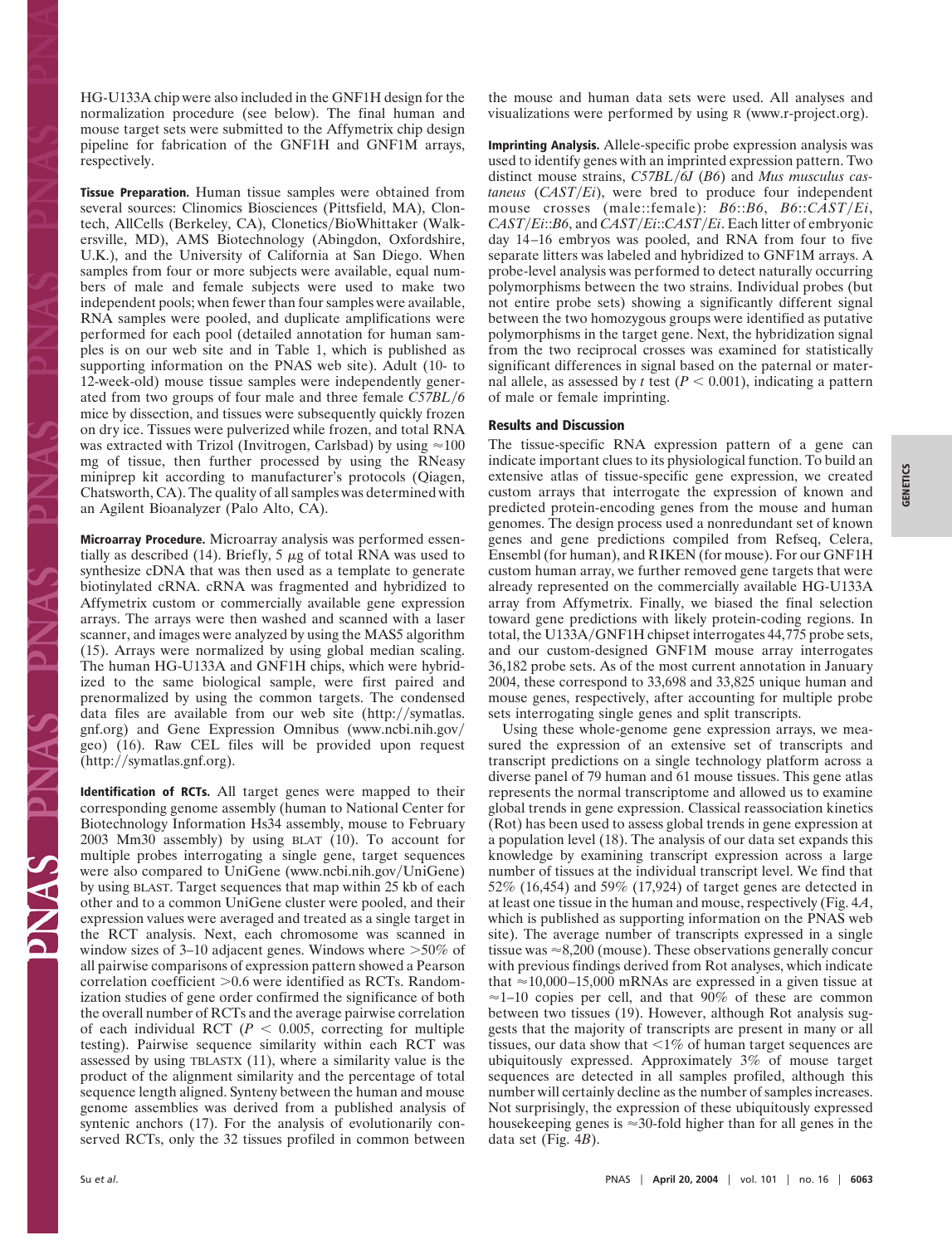HG-U133A chip were also included in the GNF1H design for the normalization procedure (see below). The final human and mouse target sets were submitted to the Affymetrix chip design pipeline for fabrication of the GNF1H and GNF1M arrays, respectively.

**Tissue Preparation.** Human tissue samples were obtained from several sources: Clinomics Biosciences (Pittsfield, MA), Clontech, AllCells (Berkeley, CA), Clonetics/BioWhittaker (Walkersville, MD), AMS Biotechnology (Abingdon, Oxfordshire, U.K.), and the University of California at San Diego. When samples from four or more subjects were available, equal numbers of male and female subjects were used to make two independent pools; when fewer than four samples were available, RNA samples were pooled, and duplicate amplifications were performed for each pool (detailed annotation for human samples is on our web site and in Table 1, which is published as supporting information on the PNAS web site). Adult (10- to 12-week-old) mouse tissue samples were independently generated from two groups of four male and three female *C57BL/6* mice by dissection, and tissues were subsequently quickly frozen on dry ice. Tissues were pulverized while frozen, and total RNA was extracted with Trizol (Invitrogen, Carlsbad) by using ≈100 mg of tissue, then further processed by using the RNeasy miniprep kit according to manufacturer's protocols (Qiagen, Chatsworth, CA). The quality of all samples was determined with an Agilent Bioanalyzer (Palo Alto, CA).

**Microarray Procedure.** Microarray analysis was performed essentially as described (14). Briefly, 5 μg of total RNA was used to synthesize cDNA that was then used as a template to generate biotinylated cRNA. cRNA was fragmented and hybridized to Affymetrix custom or commercially available gene expression arrays. The arrays were then washed and scanned with a laser scanner, and images were analyzed by using the MAS5 algorithm (15). Arrays were normalized by using global median scaling. The human HG-U133A and GNF1H chips, which were hybridized to the same biological sample, were first paired and prenormalized by using the common targets. The condensed data files are available from our web site (http://symatlas.gnf.org) and Gene Expression Omnibus (www.ncbi.nih.gov/geo) (16). Raw CEL files will be provided upon request (http://symatlas.gnf.org).

**Identification of RCTs.** All target genes were mapped to their corresponding genome assembly (human to National Center for Biotechnology Information Hs34 assembly, mouse to February 2003 Mm30 assembly) by using BLAT (10). To account for multiple probes interrogating a single gene, target sequences were also compared to UniGene (www.ncbi.nih.gov/UniGene) by using BLAST. Target sequences that map within 25 kb of each other and to a common UniGene cluster were pooled, and their expression values were averaged and treated as a single target in the RCT analysis. Next, each chromosome was scanned in window sizes of 3–10 adjacent genes. Windows where >50% of all pairwise comparisons of expression pattern showed a Pearson correlation coefficient >0.6 were identified as RCTs. Randomization studies of gene order confirmed the significance of both the overall number of RCTs and the average pairwise correlation of each individual RCT ($P < 0.005$, correcting for multiple testing). Pairwise sequence similarity within each RCT was assessed by using TBLASTX (11), where a similarity value is the product of the alignment similarity and the percentage of total sequence length aligned. Synteny between the human and mouse genome assemblies was derived from a published analysis of syntenic anchors (17). For the analysis of evolutionarily conserved RCTs, only the 32 tissues profiled in common between the mouse and human data sets were used. All analyses and visualizations were performed by using R (www.r-project.org).

**Imprinting Analysis.** Allele-specific probe expression analysis was used to identify genes with an imprinted expression pattern. Two distinct mouse strains, *C57BL/6J* (*B6*) and *Mus musculus castaneus* (*CAST/Ei*), were bred to produce four independent mouse crosses (male::female): *B6*::*B6*, *B6*::*CAST/Ei*, *CAST/Ei*::*B6*, and *CAST/Ei*::*CAST/Ei*. Each litter of embryonic day 14–16 embryos was pooled, and RNA from four to five separate litters was labeled and hybridized to GNF1M arrays. A probe-level analysis was performed to detect naturally occurring polymorphisms between the two strains. Individual probes (but not entire probe sets) showing a significantly different signal between the two homozygous groups were identified as putative polymorphisms in the target gene. Next, the hybridization signal from the two reciprocal crosses was examined for statistically significant differences in signal based on the paternal or maternal allele, as assessed by *t* test ($P < 0.001$), indicating a pattern of male or female imprinting.

## Results and Discussion

The tissue-specific RNA expression pattern of a gene can indicate important clues to its physiological function. To build an extensive atlas of tissue-specific gene expression, we created custom arrays that interrogate the expression of known and predicted protein-encoding genes from the mouse and human genomes. The design process used a nonredundant set of known genes and gene predictions compiled from Refseq, Celera, Ensembl (for human), and RIKEN (for mouse). For our GNF1H custom human array, we further removed gene targets that were already represented on the commercially available HG-U133A array from Affymetrix. Finally, we biased the final selection toward gene predictions with likely protein-coding regions. In total, the U133A/GNF1H chipset interrogates 44,775 probe sets, and our custom-designed GNF1M mouse array interrogates 36,182 probe sets. As of the most current annotation in January 2004, these correspond to 33,698 and 33,825 unique human and mouse genes, respectively, after accounting for multiple probe sets interrogating single genes and split transcripts.

Using these whole-genome gene expression arrays, we measured the expression of an extensive set of transcripts and transcript predictions on a single technology platform across a diverse panel of 79 human and 61 mouse tissues. This gene atlas represents the normal transcriptome and allowed us to examine global trends in gene expression. Classical reassociation kinetics (Rot) has been used to assess global trends in gene expression at a population level (18). The analysis of our data set expands this knowledge by examining transcript expression across a large number of tissues at the individual transcript level. We find that 52% (16,454) and 59% (17,924) of target genes are detected in at least one tissue in the human and mouse, respectively (Fig. 4*A*, which is published as supporting information on the PNAS web site). The average number of transcripts expressed in a single tissue was ≈8,200 (mouse). These observations generally concur with previous findings derived from Rot analyses, which indicate that ≈10,000–15,000 mRNAs are expressed in a given tissue at ≈1–10 copies per cell, and that 90% of these are common between two tissues (19). However, although Rot analysis suggests that the majority of transcripts are present in many or all tissues, our data show that <1% of human target sequences are ubiquitously expressed. Approximately 3% of mouse target sequences are detected in all samples profiled, although this number will certainly decline as the number of samples increases. Not surprisingly, the expression of these ubiquitously expressed housekeeping genes is ≈30-fold higher than for all genes in the data set (Fig. 4*B*).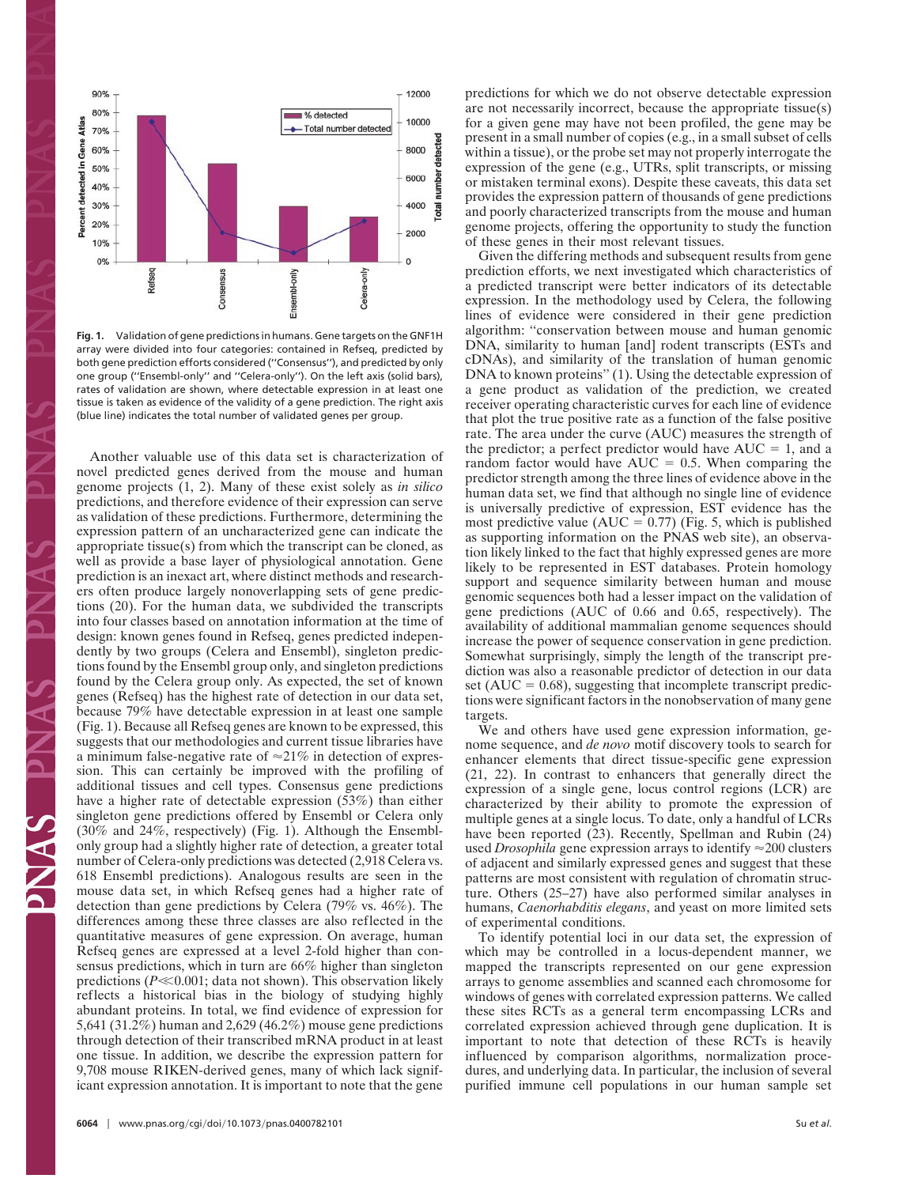90%
80%
70%
60%
50%
40%
30%
20%
10%
0%

12000
10000
8000
6000
4000
2000
0

Percent detected in Gene Atlas

Total number detected

% detected
Total number detected

Refseq
Consensus
Ensembl-only
Celera-only

**Fig. 1.** Validation of gene predictions in humans. Gene targets on the GNF1H array were divided into four categories: contained in Refseq, predicted by both gene prediction efforts considered ("Consensus"), and predicted by only one group ("Ensembl-only" and "Celera-only"). On the left axis (solid bars), rates of validation are shown, where detectable expression in at least one tissue is taken as evidence of the validity of a gene prediction. The right axis (blue line) indicates the total number of validated genes per group.

Another valuable use of this data set is characterization of novel predicted genes derived from the mouse and human genome projects (1, 2). Many of these exist solely as *in silico* predictions, and therefore evidence of their expression can serve as validation of these predictions. Furthermore, determining the expression pattern of an uncharacterized gene can indicate the appropriate tissue(s) from which the transcript can be cloned, as well as provide a base layer of physiological annotation. Gene prediction is an inexact art, where distinct methods and researchers often produce largely nonoverlapping sets of gene predictions (20). For the human data, we subdivided the transcripts into four classes based on annotation information at the time of design: known genes found in Refseq, genes predicted independently by two groups (Celera and Ensembl), singleton predictions found by the Ensembl group only, and singleton predictions found by the Celera group only. As expected, the set of known genes (Refseq) has the highest rate of detection in our data set, because 79% have detectable expression in at least one sample (Fig. 1). Because all Refseq genes are known to be expressed, this suggests that our methodologies and current tissue libraries have a minimum false-negative rate of ≈21% in detection of expression. This can certainly be improved with the profiling of additional tissues and cell types. Consensus gene predictions have a higher rate of detectable expression (53%) than either singleton gene predictions offered by Ensembl or Celera only (30% and 24%, respectively) (Fig. 1). Although the Ensembl-only group had a slightly higher rate of detection, a greater total number of Celera-only predictions was detected (2,918 Celera vs. 618 Ensembl predictions). Analogous results are seen in the mouse data set, in which Refseq genes had a higher rate of detection than gene predictions by Celera (79% vs. 46%). The differences among these three classes are also reflected in the quantitative measures of gene expression. On average, human Refseq genes are expressed at a level 2-fold higher than consensus predictions, which in turn are 66% higher than singleton predictions ($P \ll 0.001$; data not shown). This observation likely reflects a historical bias in the biology of studying highly abundant proteins. In total, we find evidence of expression for 5,641 (31.2%) human and 2,629 (46.2%) mouse gene predictions through detection of their transcribed mRNA product in at least one tissue. In addition, we describe the expression pattern for 9,708 mouse RIKEN-derived genes, many of which lack significant expression annotation. It is important to note that the gene predictions for which we do not observe detectable expression are not necessarily incorrect, because the appropriate tissue(s) for a given gene may have not been profiled, the gene may be present in a small number of copies (e.g., in a small subset of cells within a tissue), or the probe set may not properly interrogate the expression of the gene (e.g., UTRs, split transcripts, or missing or mistaken terminal exons). Despite these caveats, this data set provides the expression pattern of thousands of gene predictions and poorly characterized transcripts from the mouse and human genome projects, offering the opportunity to study the function of these genes in their most relevant tissues.

Given the differing methods and subsequent results from gene prediction efforts, we next investigated which characteristics of a predicted transcript were better indicators of its detectable expression. In the methodology used by Celera, the following lines of evidence were considered in their gene prediction algorithm: "conservation between mouse and human genomic DNA, similarity to human [and] rodent transcripts (ESTs and cDNAs), and similarity of the translation of human genomic DNA to known proteins" (1). Using the detectable expression of a gene product as validation of the prediction, we created receiver operating characteristic curves for each line of evidence that plot the true positive rate as a function of the false positive rate. The area under the curve (AUC) measures the strength of the predictor; a perfect predictor would have AUC = 1, and a random factor would have AUC = 0.5. When comparing the predictor strength among the three lines of evidence above in the human data set, we find that although no single line of evidence is universally predictive of expression, EST evidence has the most predictive value (AUC = 0.77) (Fig. 5, which is published as supporting information on the PNAS web site), an observation likely linked to the fact that highly expressed genes are more likely to be represented in EST databases. Protein homology support and sequence similarity between human and mouse genomic sequences both had a lesser impact on the validation of gene predictions (AUC of 0.66 and 0.65, respectively). The availability of additional mammalian genome sequences should increase the power of sequence conservation in gene prediction. Somewhat surprisingly, simply the length of the transcript prediction was also a reasonable predictor of detection in our data set (AUC = 0.68), suggesting that incomplete transcript predictions were significant factors in the nonobservation of many gene targets.

We and others have used gene expression information, genome sequence, and *de novo* motif discovery tools to search for enhancer elements that direct tissue-specific gene expression (21, 22). In contrast to enhancers that generally direct the expression of a single gene, locus control regions (LCR) are characterized by their ability to promote the expression of multiple genes at a single locus. To date, only a handful of LCRs have been reported (23). Recently, Spellman and Rubin (24) used *Drosophila* gene expression arrays to identify ≈200 clusters of adjacent and similarly expressed genes and suggest that these patterns are most consistent with regulation of chromatin structure. Others (25–27) have also performed similar analyses in humans, *Caenorhabditis elegans*, and yeast on more limited sets of experimental conditions.

To identify potential loci in our data set, the expression of which may be controlled in a locus-dependent manner, we mapped the transcripts represented on our gene expression arrays to genome assemblies and scanned each chromosome for windows of genes with correlated expression patterns. We called these sites RCTs as a general term encompassing LCRs and correlated expression achieved through gene duplication. It is important to note that detection of these RCTs is heavily influenced by comparison algorithms, normalization procedures, and underlying data. In particular, the inclusion of several purified immune cell populations in our human sample set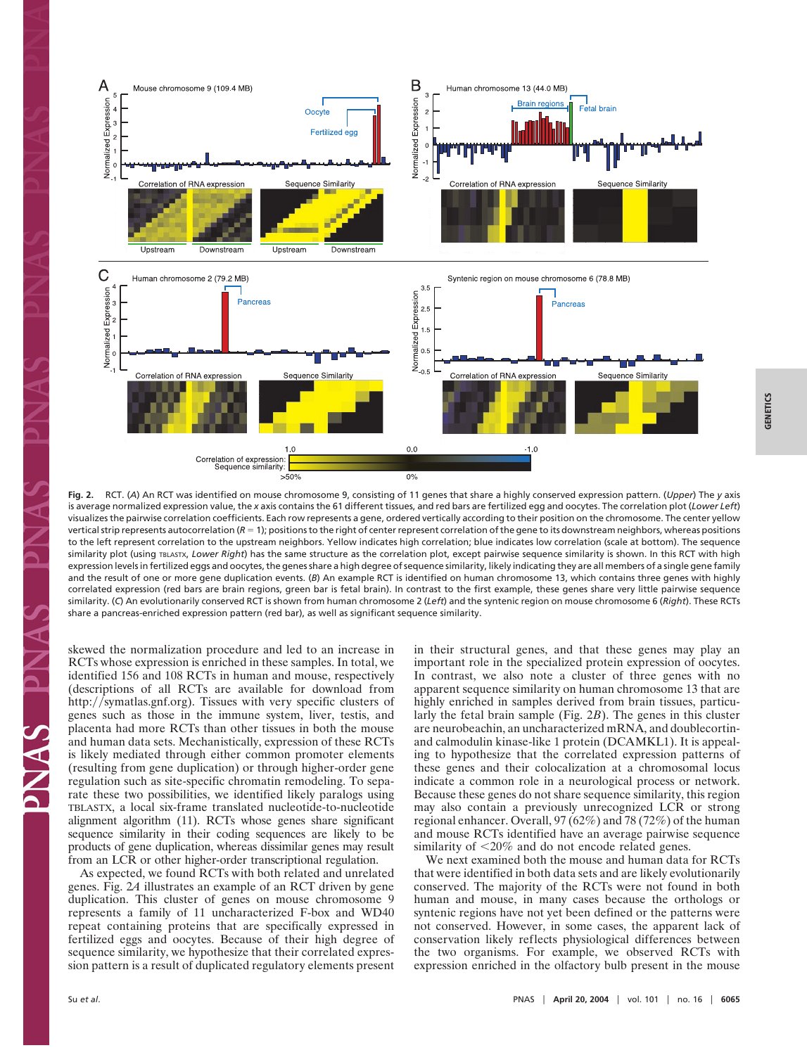Fig. 2. RCT. (*A*) An RCT was identified on mouse chromosome 9, consisting of 11 genes that share a highly conserved expression pattern. (*Upper*) The *y* axis is average normalized expression value, the *x* axis contains the 61 different tissues, and red bars are fertilized egg and oocytes. The correlation plot (*Lower Left*) visualizes the pairwise correlation coefficients. Each row represents a gene, ordered vertically according to their position on the chromosome. The center yellow vertical strip represents autocorrelation ($R = 1$); positions to the right of center represent correlation of the gene to its downstream neighbors, whereas positions to the left represent correlation to the upstream neighbors. Yellow indicates high correlation; blue indicates low correlation (scale at bottom). The sequence similarity plot (using TBLASTX, *Lower Right*) has the same structure as the correlation plot, except pairwise sequence similarity is shown. In this RCT with high expression levels in fertilized eggs and oocytes, the genes share a high degree of sequence similarity, likely indicating they are all members of a single gene family and the result of one or more gene duplication events. (*B*) An example RCT is identified on human chromosome 13, which contains three genes with highly correlated expression (red bars are brain regions, green bar is fetal brain). In contrast to the first example, these genes share very little pairwise sequence similarity. (*C*) An evolutionarily conserved RCT is shown from human chromosome 2 (*Left*) and the syntenic region on mouse chromosome 6 (*Right*). These RCTs share a pancreas-enriched expression pattern (red bar), as well as significant sequence similarity.

skewed the normalization procedure and led to an increase in RCTs whose expression is enriched in these samples. In total, we identified 156 and 108 RCTs in human and mouse, respectively (descriptions of all RCTs are available for download from http://symatlas.gnf.org). Tissues with very specific clusters of genes such as those in the immune system, liver, testis, and placenta had more RCTs than other tissues in both the mouse and human data sets. Mechanistically, expression of these RCTs is likely mediated through either common promoter elements (resulting from gene duplication) or through higher-order gene regulation such as site-specific chromatin remodeling. To separate these two possibilities, we identified likely paralogs using TBLASTX, a local six-frame translated nucleotide-to-nucleotide alignment algorithm (11). RCTs whose genes share significant sequence similarity in their coding sequences are likely to be products of gene duplication, whereas dissimilar genes may result from an LCR or other higher-order transcriptional regulation.

As expected, we found RCTs with both related and unrelated genes. Fig. 2*A* illustrates an example of an RCT driven by gene duplication. This cluster of genes on mouse chromosome 9 represents a family of 11 uncharacterized F-box and WD40 repeat containing proteins that are specifically expressed in fertilized eggs and oocytes. Because of their high degree of sequence similarity, we hypothesize that their correlated expression pattern is a result of duplicated regulatory elements present in their structural genes, and that these genes may play an important role in the specialized protein expression of oocytes. In contrast, we also note a cluster of three genes with no apparent sequence similarity on human chromosome 13 that are highly enriched in samples derived from brain tissues, particularly the fetal brain sample (Fig. 2*B*). The genes in this cluster are neurobeachin, an uncharacterized mRNA, and doublecortin- and calmodulin kinase-like 1 protein (DCAMKL1). It is appealing to hypothesize that the correlated expression patterns of these genes and their colocalization at a chromosomal locus indicate a common role in a neurological process or network. Because these genes do not share sequence similarity, this region may also contain a previously unrecognized LCR or strong regional enhancer. Overall, 97 (62%) and 78 (72%) of the human and mouse RCTs identified have an average pairwise sequence similarity of <20% and do not encode related genes.

We next examined both the mouse and human data for RCTs that were identified in both data sets and are likely evolutionarily conserved. The majority of the RCTs were not found in both human and mouse, in many cases because the orthologs or syntenic regions have not yet been defined or the patterns were not conserved. However, in some cases, the apparent lack of conservation likely reflects physiological differences between the two organisms. For example, we observed RCTs with expression enriched in the olfactory bulb present in the mouse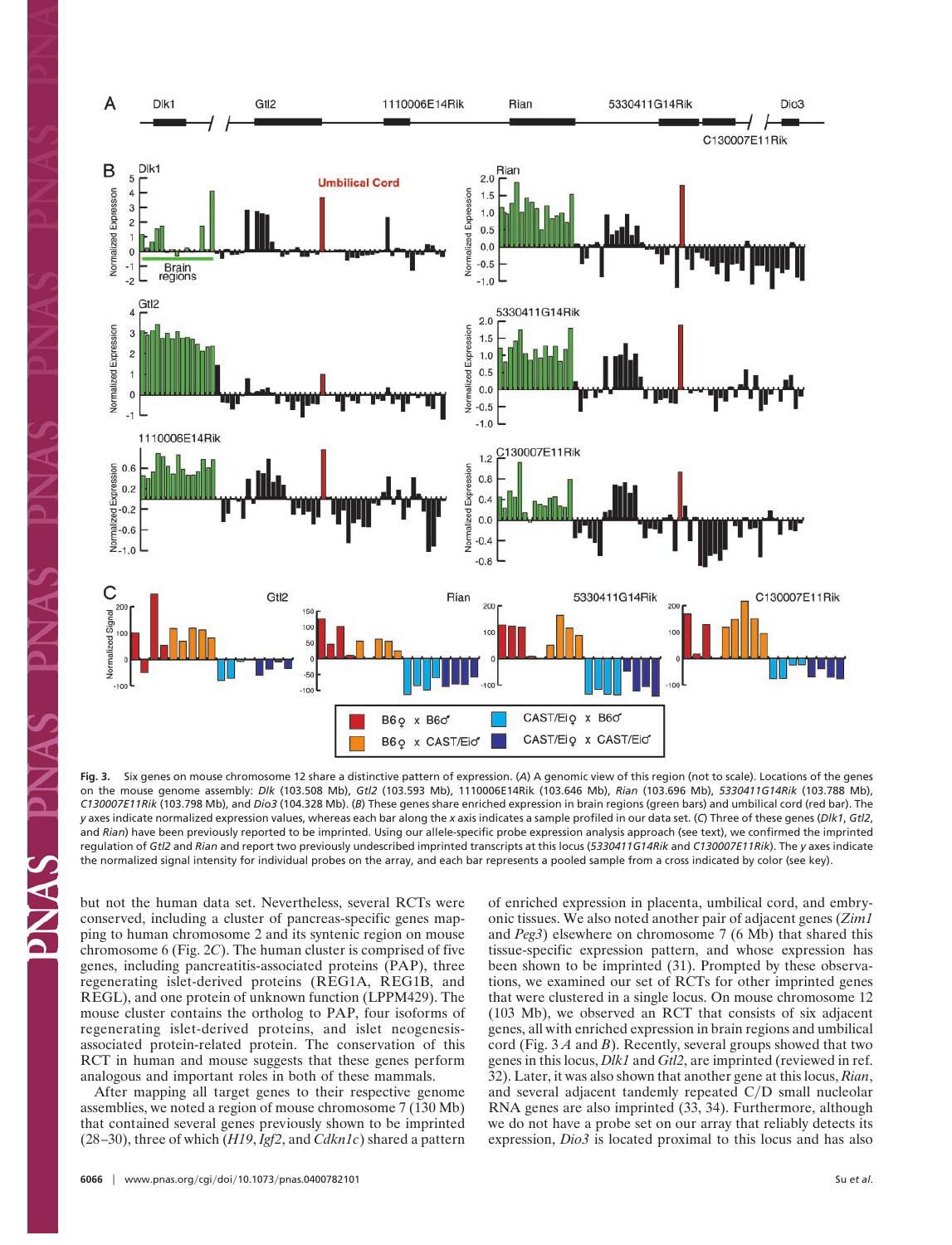**Fig. 3.** Six genes on mouse chromosome 12 share a distinctive pattern of expression. (*A*) A genomic view of this region (not to scale). Locations of the genes on the mouse genome assembly: *Dlk* (103.508 Mb), *Gtl2* (103.593 Mb), 1110006E14Rik (103.646 Mb), *Rian* (103.696 Mb), *5330411G14Rik* (103.788 Mb), *C130007E11Rik* (103.798 Mb), and *Dio3* (104.328 Mb). (*B*) These genes share enriched expression in brain regions (green bars) and umbilical cord (red bar). The *y* axes indicate normalized expression values, whereas each bar along the *x* axis indicates a sample profiled in our data set. (*C*) Three of these genes (*Dlk1*, *Gtl2*, and *Rian*) have been previously reported to be imprinted. Using our allele-specific probe expression analysis approach (see text), we confirmed the imprinted regulation of *Gtl2* and *Rian* and report two previously undescribed imprinted transcripts at this locus (*5330411G14Rik* and *C130007E11Rik*). The *y* axes indicate the normalized signal intensity for individual probes on the array, and each bar represents a pooled sample from a cross indicated by color (see key).

but not the human data set. Nevertheless, several RCTs were conserved, including a cluster of pancreas-specific genes mapping to human chromosome 2 and its syntenic region on mouse chromosome 6 (Fig. 2*C*). The human cluster is comprised of five genes, including pancreatitis-associated proteins (PAP), three regenerating islet-derived proteins (REG1A, REG1B, and REGL), and one protein of unknown function (LPPM429). The mouse cluster contains the ortholog to PAP, four isoforms of regenerating islet-derived proteins, and islet neogenesis-associated protein-related protein. The conservation of this RCT in human and mouse suggests that these genes perform analogous and important roles in both of these mammals.

After mapping all target genes to their respective genome assemblies, we noted a region of mouse chromosome 7 (130 Mb) that contained several genes previously shown to be imprinted (28–30), three of which (*H19*, *Igf2*, and *Cdkn1c*) shared a pattern of enriched expression in placenta, umbilical cord, and embryonic tissues. We also noted another pair of adjacent genes (*Zim1* and *Peg3*) elsewhere on chromosome 7 (6 Mb) that shared this tissue-specific expression pattern, and whose expression has been shown to be imprinted (31). Prompted by these observations, we examined our set of RCTs for other imprinted genes that were clustered in a single locus. On mouse chromosome 12 (103 Mb), we observed an RCT that consists of six adjacent genes, all with enriched expression in brain regions and umbilical cord (Fig. 3 *A* and *B*). Recently, several groups showed that two genes in this locus, *Dlk1* and *Gtl2*, are imprinted (reviewed in ref. 32). Later, it was also shown that another gene at this locus, *Rian*, and several adjacent tandemly repeated C/D small nucleolar RNA genes are also imprinted (33, 34). Furthermore, although we do not have a probe set on our array that reliably detects its expression, *Dio3* is located proximal to this locus and has also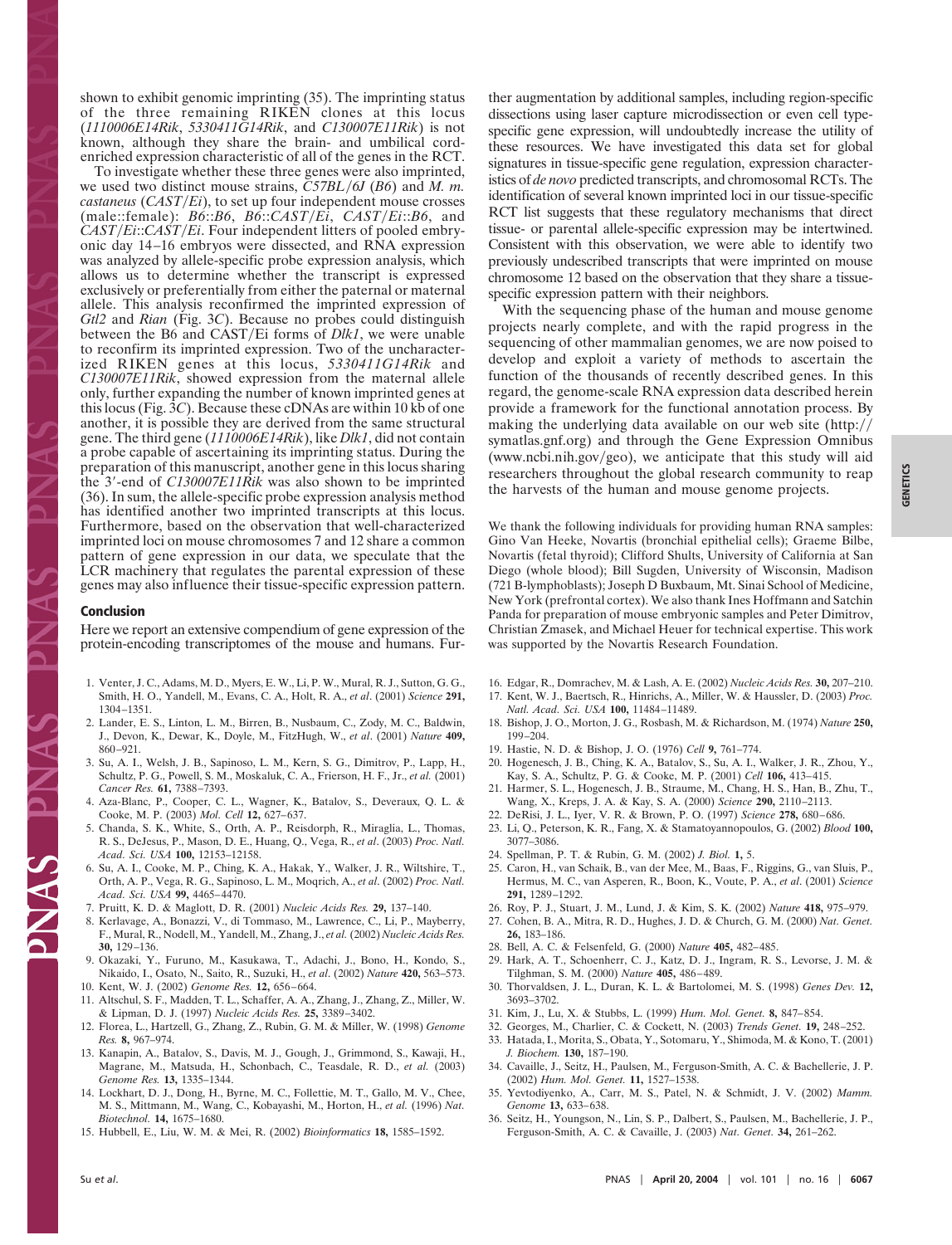shown to exhibit genomic imprinting (35). The imprinting status of the three remaining RIKEN clones at this locus (*1110006E14Rik*, *5330411G14Rik*, and *C130007E11Rik*) is not known, although they share the brain- and umbilical cord-enriched expression characteristic of all of the genes in the RCT.

To investigate whether these three genes were also imprinted, we used two distinct mouse strains, *C57BL/6J* (*B6*) and *M. m. castaneus* (*CAST/Ei*), to set up four independent mouse crosses (male::female): *B6*::*B6*, *B6*::*CAST/Ei*, *CAST/Ei*::*B6*, and *CAST/Ei*::*CAST/Ei*. Four independent litters of pooled embryonic day 14–16 embryos were dissected, and RNA expression was analyzed by allele-specific probe expression analysis, which allows us to determine whether the transcript is expressed exclusively or preferentially from either the paternal or maternal allele. This analysis reconfirmed the imprinted expression of *Gtl2* and *Rian* (Fig. 3*C*). Because no probes could distinguish between the B6 and CAST/Ei forms of *Dlk1*, we were unable to reconfirm its imprinted expression. Two of the uncharacterized RIKEN genes at this locus, *5330411G14Rik* and *C130007E11Rik*, showed expression from the maternal allele only, further expanding the number of known imprinted genes at this locus (Fig. 3*C*). Because these cDNAs are within 10 kb of one another, it is possible they are derived from the same structural gene. The third gene (*1110006E14Rik*), like *Dlk1*, did not contain a probe capable of ascertaining its imprinting status. During the preparation of this manuscript, another gene in this locus sharing the 3′-end of *C130007E11Rik* was also shown to be imprinted (36). In sum, the allele-specific probe expression analysis method has identified another two imprinted transcripts at this locus. Furthermore, based on the observation that well-characterized imprinted loci on mouse chromosomes 7 and 12 share a common pattern of gene expression in our data, we speculate that the LCR machinery that regulates the parental expression of these genes may also influence their tissue-specific expression pattern.

## Conclusion

Here we report an extensive compendium of gene expression of the protein-encoding transcriptomes of the mouse and humans. Further augmentation by additional samples, including region-specific dissections using laser capture microdissection or even cell type-specific gene expression, will undoubtedly increase the utility of these resources. We have investigated this data set for global signatures in tissue-specific gene regulation, expression characteristics of *de novo* predicted transcripts, and chromosomal RCTs. The identification of several known imprinted loci in our tissue-specific RCT list suggests that these regulatory mechanisms that direct tissue- or parental allele-specific expression may be intertwined. Consistent with this observation, we were able to identify two previously undescribed transcripts that were imprinted on mouse chromosome 12 based on the observation that they share a tissue-specific expression pattern with their neighbors.

With the sequencing phase of the human and mouse genome projects nearly complete, and with the rapid progress in the sequencing of other mammalian genomes, we are now poised to develop and exploit a variety of methods to ascertain the function of the thousands of recently described genes. In this regard, the genome-scale RNA expression data described herein provide a framework for the functional annotation process. By making the underlying data available on our web site (http://symatlas.gnf.org) and through the Gene Expression Omnibus (www.ncbi.nih.gov/geo), we anticipate that this study will aid researchers throughout the global research community to reap the harvests of the human and mouse genome projects.

We thank the following individuals for providing human RNA samples: Gino Van Heeke, Novartis (bronchial epithelial cells); Graeme Bilbe, Novartis (fetal thyroid); Clifford Shults, University of California at San Diego (whole blood); Bill Sugden, University of Wisconsin, Madison (721 B-lymphoblasts); Joseph D Buxbaum, Mt. Sinai School of Medicine, New York (prefrontal cortex). We also thank Ines Hoffmann and Satchin Panda for preparation of mouse embryonic samples and Peter Dimitrov, Christian Zmasek, and Michael Heuer for technical expertise. This work was supported by the Novartis Research Foundation.

1. Venter, J. C., Adams, M. D., Myers, E. W., Li, P. W., Mural, R. J., Sutton, G. G., Smith, H. O., Yandell, M., Evans, C. A., Holt, R. A., *et al*. (2001) *Science* **291,** 1304–1351.
2. Lander, E. S., Linton, L. M., Birren, B., Nusbaum, C., Zody, M. C., Baldwin, J., Devon, K., Dewar, K., Doyle, M., FitzHugh, W., *et al*. (2001) *Nature* **409,** 860–921.
3. Su, A. I., Welsh, J. B., Sapinoso, L. M., Kern, S. G., Dimitrov, P., Lapp, H., Schultz, P. G., Powell, S. M., Moskaluk, C. A., Frierson, H. F., Jr., *et al.* (2001) *Cancer Res.* **61,** 7388–7393.
4. Aza-Blanc, P., Cooper, C. L., Wagner, K., Batalov, S., Deveraux, Q. L. & Cooke, M. P. (2003) *Mol. Cell* **12,** 627–637.
5. Chanda, S. K., White, S., Orth, A. P., Reisdorph, R., Miraglia, L., Thomas, R. S., DeJesus, P., Mason, D. E., Huang, Q., Vega, R., *et al*. (2003) *Proc. Natl. Acad. Sci. USA* **100,** 12153–12158.
6. Su, A. I., Cooke, M. P., Ching, K. A., Hakak, Y., Walker, J. R., Wiltshire, T., Orth, A. P., Vega, R. G., Sapinoso, L. M., Moqrich, A., *et al*. (2002) *Proc. Natl. Acad. Sci. USA* **99,** 4465–4470.
7. Pruitt, K. D. & Maglott, D. R. (2001) *Nucleic Acids Res.* **29,** 137–140.
8. Kerlavage, A., Bonazzi, V., di Tommaso, M., Lawrence, C., Li, P., Mayberry, F., Mural, R., Nodell, M., Yandell, M., Zhang, J., *et al.* (2002) *Nucleic Acids Res.* **30,** 129–136.
9. Okazaki, Y., Furuno, M., Kasukawa, T., Adachi, J., Bono, H., Kondo, S., Nikaido, I., Osato, N., Saito, R., Suzuki, H., *et al*. (2002) *Nature* **420,** 563–573.
10. Kent, W. J. (2002) *Genome Res.* **12,** 656–664.
11. Altschul, S. F., Madden, T. L., Schaffer, A. A., Zhang, J., Zhang, Z., Miller, W. & Lipman, D. J. (1997) *Nucleic Acids Res.* **25,** 3389–3402.
12. Florea, L., Hartzell, G., Zhang, Z., Rubin, G. M. & Miller, W. (1998) *Genome Res.* **8,** 967–974.
13. Kanapin, A., Batalov, S., Davis, M. J., Gough, J., Grimmond, S., Kawaji, H., Magrane, M., Matsuda, H., Schonbach, C., Teasdale, R. D., *et al.* (2003) *Genome Res.* **13,** 1335–1344.
14. Lockhart, D. J., Dong, H., Byrne, M. C., Follettie, M. T., Gallo, M. V., Chee, M. S., Mittmann, M., Wang, C., Kobayashi, M., Horton, H., *et al.* (1996) *Nat. Biotechnol.* **14,** 1675–1680.
15. Hubbell, E., Liu, W. M. & Mei, R. (2002) *Bioinformatics* **18,** 1585–1592.
16. Edgar, R., Domrachev, M. & Lash, A. E. (2002) *Nucleic Acids Res.* **30,** 207–210.
17. Kent, W. J., Baertsch, R., Hinrichs, A., Miller, W. & Haussler, D. (2003) *Proc. Natl. Acad. Sci. USA* **100,** 11484–11489.
18. Bishop, J. O., Morton, J. G., Rosbash, M. & Richardson, M. (1974) *Nature* **250,** 199–204.
19. Hastie, N. D. & Bishop, J. O. (1976) *Cell* **9,** 761–774.
20. Hogenesch, J. B., Ching, K. A., Batalov, S., Su, A. I., Walker, J. R., Zhou, Y., Kay, S. A., Schultz, P. G. & Cooke, M. P. (2001) *Cell* **106,** 413–415.
21. Harmer, S. L., Hogenesch, J. B., Straume, M., Chang, H. S., Han, B., Zhu, T., Wang, X., Kreps, J. A. & Kay, S. A. (2000) *Science* **290,** 2110–2113.
22. DeRisi, J. L., Iyer, V. R. & Brown, P. O. (1997) *Science* **278,** 680–686.
23. Li, Q., Peterson, K. R., Fang, X. & Stamatoyannopoulos, G. (2002) *Blood* **100,** 3077–3086.
24. Spellman, P. T. & Rubin, G. M. (2002) *J. Biol.* **1,** 5.
25. Caron, H., van Schaik, B., van der Mee, M., Baas, F., Riggins, G., van Sluis, P., Hermus, M. C., van Asperen, R., Boon, K., Voute, P. A., *et al*. (2001) *Science* **291,** 1289–1292.
26. Roy, P. J., Stuart, J. M., Lund, J. & Kim, S. K. (2002) *Nature* **418,** 975–979.
27. Cohen, B. A., Mitra, R. D., Hughes, J. D. & Church, G. M. (2000) *Nat. Genet.* **26,** 183–186.
28. Bell, A. C. & Felsenfeld, G. (2000) *Nature* **405,** 482–485.
29. Hark, A. T., Schoenherr, C. J., Katz, D. J., Ingram, R. S., Levorse, J. M. & Tilghman, S. M. (2000) *Nature* **405,** 486–489.
30. Thorvaldsen, J. L., Duran, K. L. & Bartolomei, M. S. (1998) *Genes Dev.* **12,** 3693–3702.
31. Kim, J., Lu, X. & Stubbs, L. (1999) *Hum. Mol. Genet.* **8,** 847–854.
32. Georges, M., Charlier, C. & Cockett, N. (2003) *Trends Genet.* **19,** 248–252.
33. Hatada, I., Morita, S., Obata, Y., Sotomaru, Y., Shimoda, M. & Kono, T. (2001) *J. Biochem.* **130,** 187–190.
34. Cavaille, J., Seitz, H., Paulsen, M., Ferguson-Smith, A. C. & Bachellerie, J. P. (2002) *Hum. Mol. Genet.* **11,** 1527–1538.
35. Yevtodiyenko, A., Carr, M. S., Patel, N. & Schmidt, J. V. (2002) *Mamm. Genome* **13,** 633–638.
36. Seitz, H., Youngson, N., Lin, S. P., Dalbert, S., Paulsen, M., Bachellerie, J. P., Ferguson-Smith, A. C. & Cavaille, J. (2003) *Nat. Genet.* **34,** 261–262.